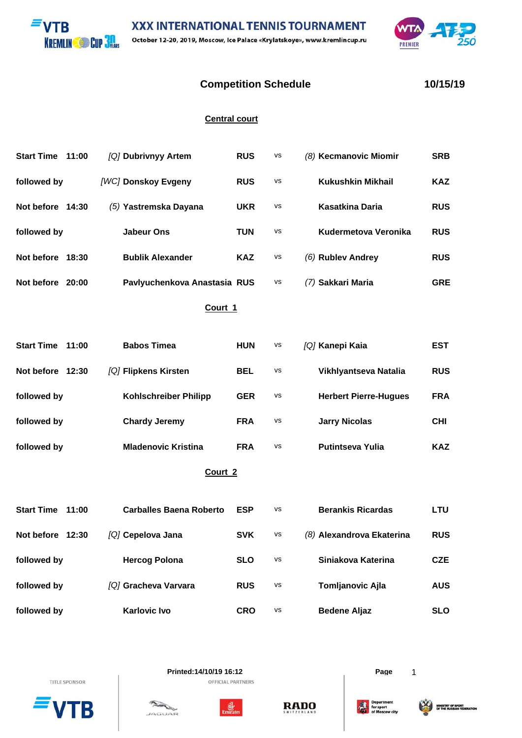# XXX INTERNATIONAL TENNIS TOURNAMENT

October 12-20, 2019, Moscow, Ice Palace «Krylatskoye», www.kremlincup.ru

## Competition Schedule

10/15/19

### Central court

| | | | | | | | |
|---|---|---|---|---|---|---|---|
| **Start Time 11:00** | *[Q]* | **Dubrivnyy Artem** | **RUS** | vs | *(8)* | **Kecmanovic Miomir** | **SRB** |
| **followed by** | *[WC]* | **Donskoy Evgeny** | **RUS** | vs | | **Kukushkin Mikhail** | **KAZ** |
| **Not before 14:30** | *(5)* | **Yastremska Dayana** | **UKR** | vs | | **Kasatkina Daria** | **RUS** |
| **followed by** | | **Jabeur Ons** | **TUN** | vs | | **Kudermetova Veronika** | **RUS** |
| **Not before 18:30** | | **Bublik Alexander** | **KAZ** | vs | *(6)* | **Rublev Andrey** | **RUS** |
| **Not before 20:00** | | **Pavlyuchenkova Anastasia** | **RUS** | vs | *(7)* | **Sakkari Maria** | **GRE** |

### Court 1

| | | | | | | | |
|---|---|---|---|---|---|---|---|
| **Start Time 11:00** | | **Babos Timea** | **HUN** | vs | *[Q]* | **Kanepi Kaia** | **EST** |
| **Not before 12:30** | *[Q]* | **Flipkens Kirsten** | **BEL** | vs | | **Vikhlyantseva Natalia** | **RUS** |
| **followed by** | | **Kohlschreiber Philipp** | **GER** | vs | | **Herbert Pierre-Hugues** | **FRA** |
| **followed by** | | **Chardy Jeremy** | **FRA** | vs | | **Jarry Nicolas** | **CHI** |
| **followed by** | | **Mladenovic Kristina** | **FRA** | vs | | **Putintseva Yulia** | **KAZ** |

### Court 2

| | | | | | | | |
|---|---|---|---|---|---|---|---|
| **Start Time 11:00** | | **Carballes Baena Roberto** | **ESP** | vs | | **Berankis Ricardas** | **LTU** |
| **Not before 12:30** | *[Q]* | **Cepelova Jana** | **SVK** | vs | *(8)* | **Alexandrova Ekaterina** | **RUS** |
| **followed by** | | **Hercog Polona** | **SLO** | vs | | **Siniakova Katerina** | **CZE** |
| **followed by** | *[Q]* | **Gracheva Varvara** | **RUS** | vs | | **Tomljanovic Ajla** | **AUS** |
| **followed by** | | **Karlovic Ivo** | **CRO** | vs | | **Bedene Aljaz** | **SLO** |

**Printed:14/10/19 16:12**

TITLE SPONSOR

OFFICIAL PARTNERS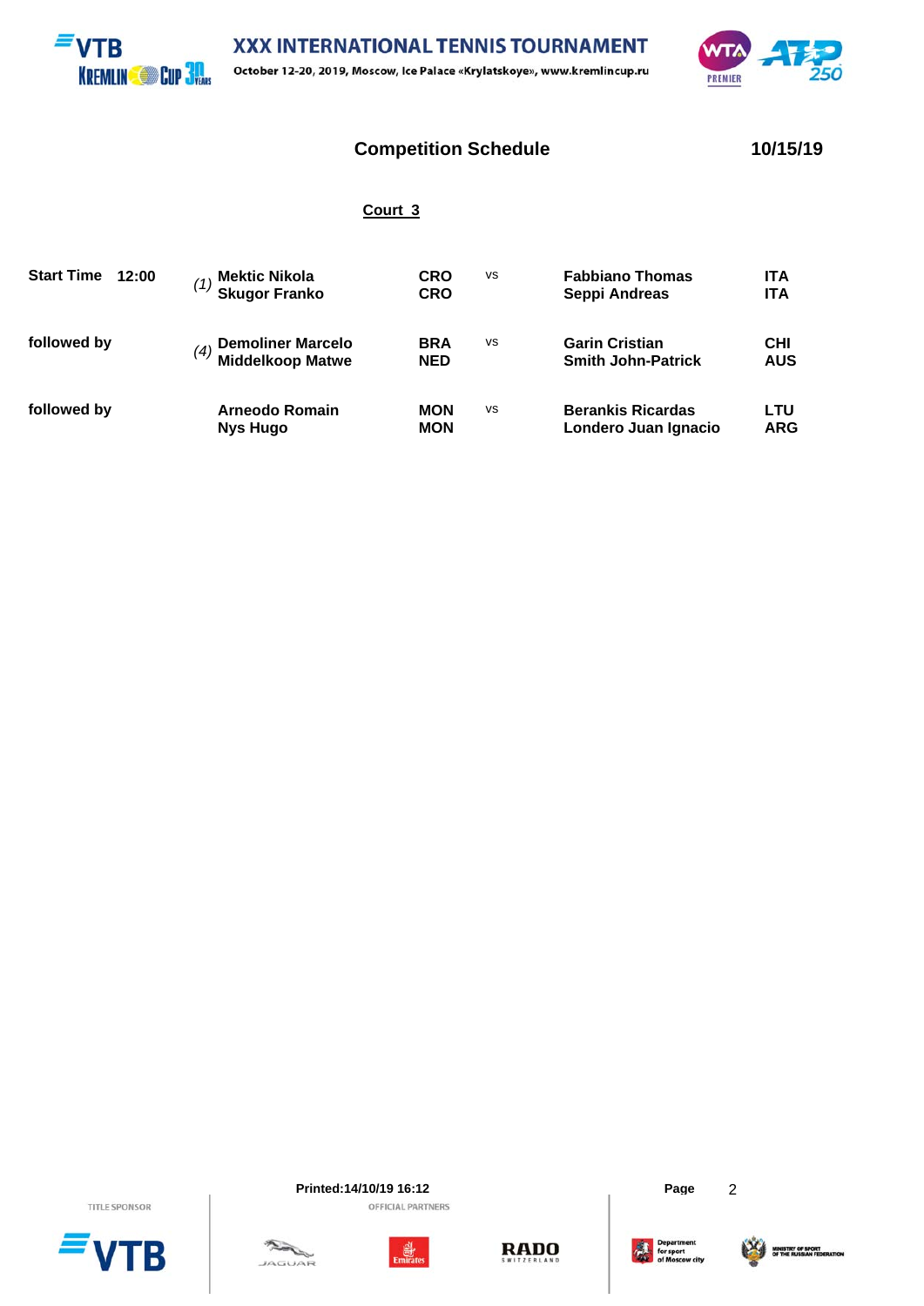# XXX INTERNATIONAL TENNIS TOURNAMENT

October 12-20, 2019, Moscow, Ice Palace «Krylatskoye», www.kremlincup.ru

## Competition Schedule

10/15/19

**Court 3**

| | | | | | | | |
|---|---|---|---|---|---|---|---|
| Start Time 12:00 | (1) | Mektic Nikola<br>Skugor Franko | CRO<br>CRO | vs | Fabbiano Thomas<br>Seppi Andreas | ITA<br>ITA |
| followed by | (4) | Demoliner Marcelo<br>Middelkoop Matwe | BRA<br>NED | vs | Garin Cristian<br>Smith John-Patrick | CHI<br>AUS |
| followed by | | Arneodo Romain<br>Nys Hugo | MON<br>MON | vs | Berankis Ricardas<br>Londero Juan Ignacio | LTU<br>ARG |

Printed:14/10/19 16:12

TITLE SPONSOR

OFFICIAL PARTNERS